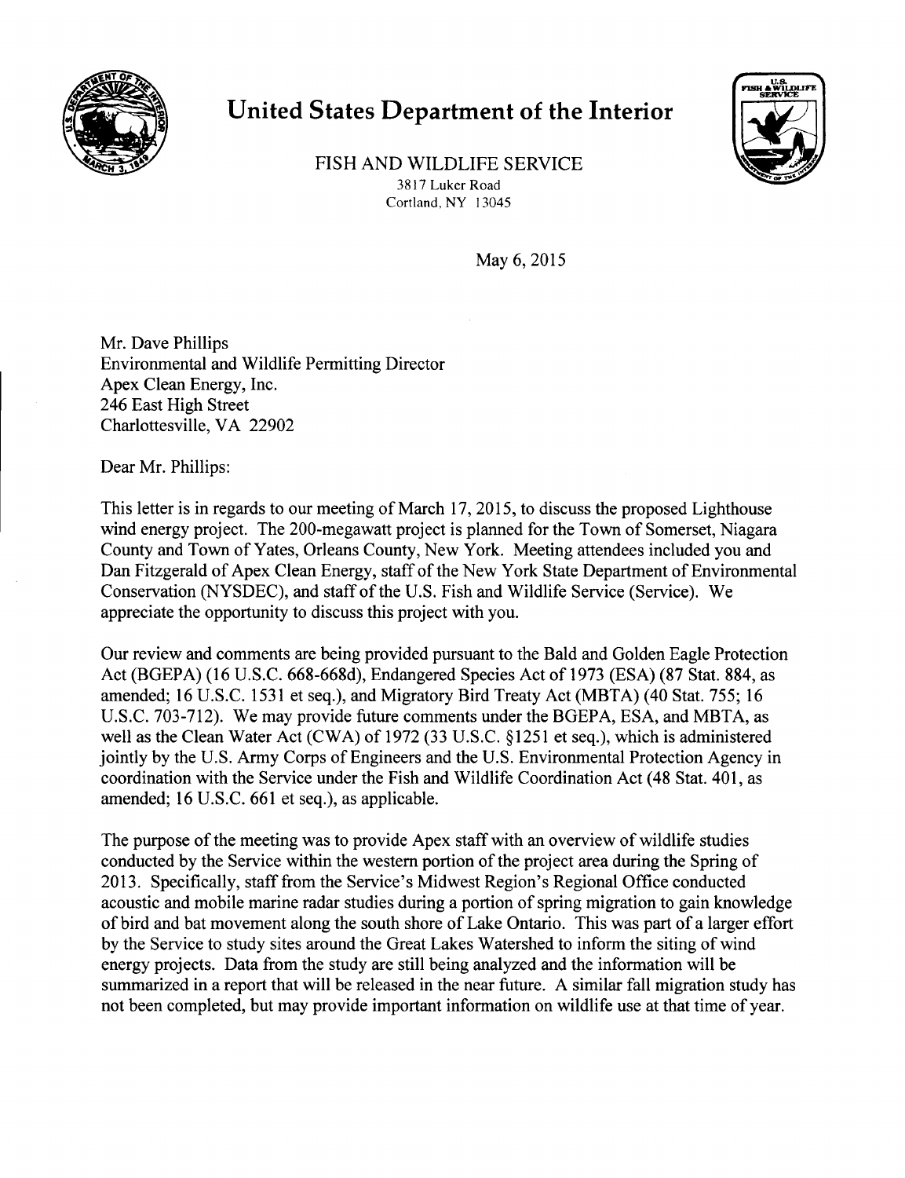# United States Department of the Interior

FISH AND WILDLIFE SERVICE
3817 Luker Road
Cortland, NY 13045

May 6, 2015

Mr. Dave Phillips
Environmental and Wildlife Permitting Director
Apex Clean Energy, Inc.
246 East High Street
Charlottesville, VA 22902

Dear Mr. Phillips:

This letter is in regards to our meeting of March 17, 2015, to discuss the proposed Lighthouse wind energy project. The 200-megawatt project is planned for the Town of Somerset, Niagara County and Town of Yates, Orleans County, New York. Meeting attendees included you and Dan Fitzgerald of Apex Clean Energy, staff of the New York State Department of Environmental Conservation (NYSDEC), and staff of the U.S. Fish and Wildlife Service (Service). We appreciate the opportunity to discuss this project with you.

Our review and comments are being provided pursuant to the Bald and Golden Eagle Protection Act (BGEPA) (16 U.S.C. 668-668d), Endangered Species Act of 1973 (ESA) (87 Stat. 884, as amended; 16 U.S.C. 1531 et seq.), and Migratory Bird Treaty Act (MBTA) (40 Stat. 755; 16 U.S.C. 703-712). We may provide future comments under the BGEPA, ESA, and MBTA, as well as the Clean Water Act (CWA) of 1972 (33 U.S.C. §1251 et seq.), which is administered jointly by the U.S. Army Corps of Engineers and the U.S. Environmental Protection Agency in coordination with the Service under the Fish and Wildlife Coordination Act (48 Stat. 401, as amended; 16 U.S.C. 661 et seq.), as applicable.

The purpose of the meeting was to provide Apex staff with an overview of wildlife studies conducted by the Service within the western portion of the project area during the Spring of 2013. Specifically, staff from the Service's Midwest Region's Regional Office conducted acoustic and mobile marine radar studies during a portion of spring migration to gain knowledge of bird and bat movement along the south shore of Lake Ontario. This was part of a larger effort by the Service to study sites around the Great Lakes Watershed to inform the siting of wind energy projects. Data from the study are still being analyzed and the information will be summarized in a report that will be released in the near future. A similar fall migration study has not been completed, but may provide important information on wildlife use at that time of year.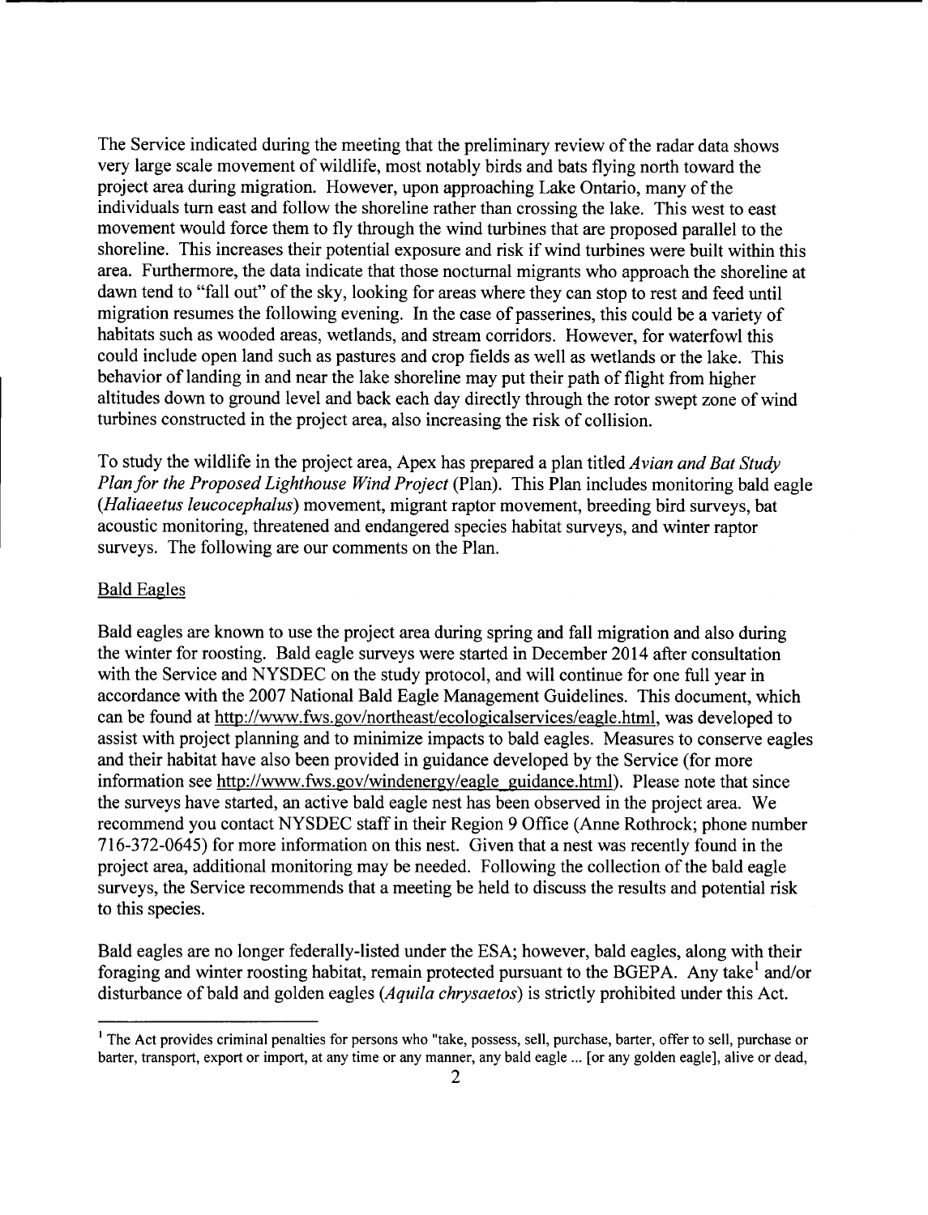The Service indicated during the meeting that the preliminary review of the radar data shows very large scale movement of wildlife, most notably birds and bats flying north toward the project area during migration. However, upon approaching Lake Ontario, many of the individuals turn east and follow the shoreline rather than crossing the lake. This west to east movement would force them to fly through the wind turbines that are proposed parallel to the shoreline. This increases their potential exposure and risk if wind turbines were built within this area. Furthermore, the data indicate that those nocturnal migrants who approach the shoreline at dawn tend to "fall out" of the sky, looking for areas where they can stop to rest and feed until migration resumes the following evening. In the case of passerines, this could be a variety of habitats such as wooded areas, wetlands, and stream corridors. However, for waterfowl this could include open land such as pastures and crop fields as well as wetlands or the lake. This behavior of landing in and near the lake shoreline may put their path of flight from higher altitudes down to ground level and back each day directly through the rotor swept zone of wind turbines constructed in the project area, also increasing the risk of collision.

To study the wildlife in the project area, Apex has prepared a plan titled *Avian and Bat Study Plan for the Proposed Lighthouse Wind Project* (Plan). This Plan includes monitoring bald eagle (*Haliaeetus leucocephalus*) movement, migrant raptor movement, breeding bird surveys, bat acoustic monitoring, threatened and endangered species habitat surveys, and winter raptor surveys. The following are our comments on the Plan.

## Bald Eagles

Bald eagles are known to use the project area during spring and fall migration and also during the winter for roosting. Bald eagle surveys were started in December 2014 after consultation with the Service and NYSDEC on the study protocol, and will continue for one full year in accordance with the 2007 National Bald Eagle Management Guidelines. This document, which can be found at http://www.fws.gov/northeast/ecologicalservices/eagle.html, was developed to assist with project planning and to minimize impacts to bald eagles. Measures to conserve eagles and their habitat have also been provided in guidance developed by the Service (for more information see http://www.fws.gov/windenergy/eagle_guidance.html). Please note that since the surveys have started, an active bald eagle nest has been observed in the project area. We recommend you contact NYSDEC staff in their Region 9 Office (Anne Rothrock; phone number 716-372-0645) for more information on this nest. Given that a nest was recently found in the project area, additional monitoring may be needed. Following the collection of the bald eagle surveys, the Service recommends that a meeting be held to discuss the results and potential risk to this species.

Bald eagles are no longer federally-listed under the ESA; however, bald eagles, along with their foraging and winter roosting habitat, remain protected pursuant to the BGEPA. Any take[1] and/or disturbance of bald and golden eagles (*Aquila chrysaetos*) is strictly prohibited under this Act.

---

[1] The Act provides criminal penalties for persons who "take, possess, sell, purchase, barter, offer to sell, purchase or barter, transport, export or import, at any time or any manner, any bald eagle ... [or any golden eagle], alive or dead,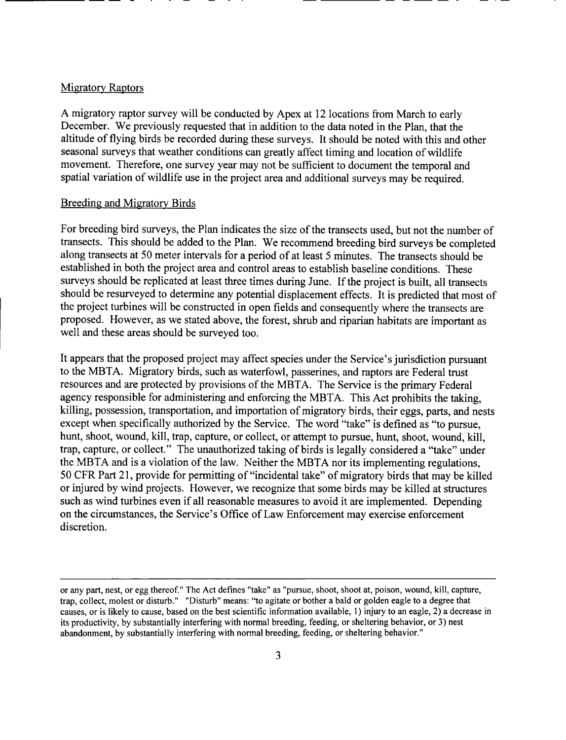Migratory Raptors

A migratory raptor survey will be conducted by Apex at 12 locations from March to early December. We previously requested that in addition to the data noted in the Plan, that the altitude of flying birds be recorded during these surveys. It should be noted with this and other seasonal surveys that weather conditions can greatly affect timing and location of wildlife movement. Therefore, one survey year may not be sufficient to document the temporal and spatial variation of wildlife use in the project area and additional surveys may be required.

Breeding and Migratory Birds

For breeding bird surveys, the Plan indicates the size of the transects used, but not the number of transects. This should be added to the Plan. We recommend breeding bird surveys be completed along transects at 50 meter intervals for a period of at least 5 minutes. The transects should be established in both the project area and control areas to establish baseline conditions. These surveys should be replicated at least three times during June. If the project is built, all transects should be resurveyed to determine any potential displacement effects. It is predicted that most of the project turbines will be constructed in open fields and consequently where the transects are proposed. However, as we stated above, the forest, shrub and riparian habitats are important as well and these areas should be surveyed too.

It appears that the proposed project may affect species under the Service's jurisdiction pursuant to the MBTA. Migratory birds, such as waterfowl, passerines, and raptors are Federal trust resources and are protected by provisions of the MBTA. The Service is the primary Federal agency responsible for administering and enforcing the MBTA. This Act prohibits the taking, killing, possession, transportation, and importation of migratory birds, their eggs, parts, and nests except when specifically authorized by the Service. The word "take" is defined as "to pursue, hunt, shoot, wound, kill, trap, capture, or collect, or attempt to pursue, hunt, shoot, wound, kill, trap, capture, or collect." The unauthorized taking of birds is legally considered a "take" under the MBTA and is a violation of the law. Neither the MBTA nor its implementing regulations, 50 CFR Part 21, provide for permitting of "incidental take" of migratory birds that may be killed or injured by wind projects. However, we recognize that some birds may be killed at structures such as wind turbines even if all reasonable measures to avoid it are implemented. Depending on the circumstances, the Service's Office of Law Enforcement may exercise enforcement discretion.

---

or any part, nest, or egg thereof." The Act defines "take" as "pursue, shoot, shoot at, poison, wound, kill, capture, trap, collect, molest or disturb." "Disturb" means: "to agitate or bother a bald or golden eagle to a degree that causes, or is likely to cause, based on the best scientific information available, 1) injury to an eagle, 2) a decrease in its productivity, by substantially interfering with normal breeding, feeding, or sheltering behavior, or 3) nest abandonment, by substantially interfering with normal breeding, feeding, or sheltering behavior."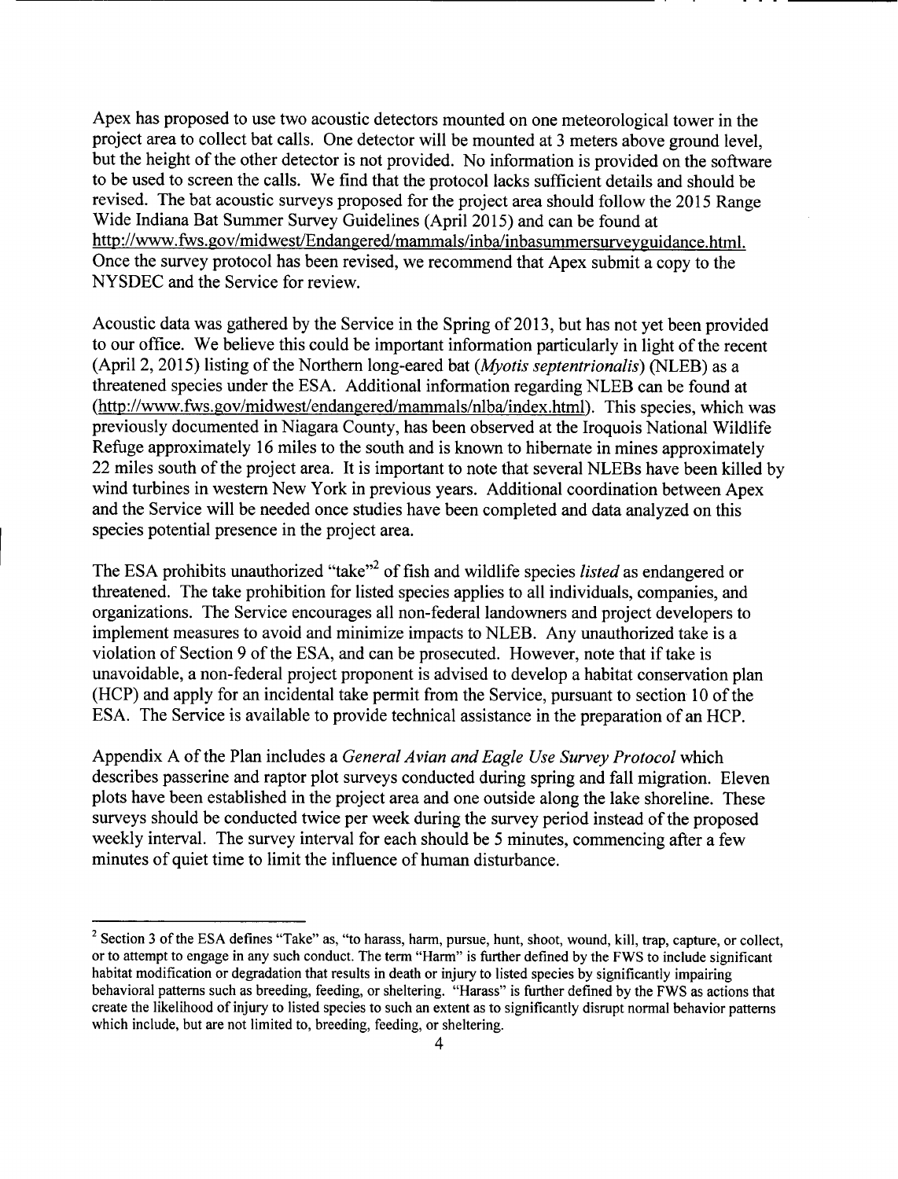Apex has proposed to use two acoustic detectors mounted on one meteorological tower in the project area to collect bat calls. One detector will be mounted at 3 meters above ground level, but the height of the other detector is not provided. No information is provided on the software to be used to screen the calls. We find that the protocol lacks sufficient details and should be revised. The bat acoustic surveys proposed for the project area should follow the 2015 Range Wide Indiana Bat Summer Survey Guidelines (April 2015) and can be found at http://www.fws.gov/midwest/Endangered/mammals/inba/inbasummersurveyguidance.html. Once the survey protocol has been revised, we recommend that Apex submit a copy to the NYSDEC and the Service for review.

Acoustic data was gathered by the Service in the Spring of 2013, but has not yet been provided to our office. We believe this could be important information particularly in light of the recent (April 2, 2015) listing of the Northern long-eared bat (*Myotis septentrionalis*) (NLEB) as a threatened species under the ESA. Additional information regarding NLEB can be found at (http://www.fws.gov/midwest/endangered/mammals/nlba/index.html). This species, which was previously documented in Niagara County, has been observed at the Iroquois National Wildlife Refuge approximately 16 miles to the south and is known to hibernate in mines approximately 22 miles south of the project area. It is important to note that several NLEBs have been killed by wind turbines in western New York in previous years. Additional coordination between Apex and the Service will be needed once studies have been completed and data analyzed on this species potential presence in the project area.

The ESA prohibits unauthorized "take"[2] of fish and wildlife species *listed* as endangered or threatened. The take prohibition for listed species applies to all individuals, companies, and organizations. The Service encourages all non-federal landowners and project developers to implement measures to avoid and minimize impacts to NLEB. Any unauthorized take is a violation of Section 9 of the ESA, and can be prosecuted. However, note that if take is unavoidable, a non-federal project proponent is advised to develop a habitat conservation plan (HCP) and apply for an incidental take permit from the Service, pursuant to section 10 of the ESA. The Service is available to provide technical assistance in the preparation of an HCP.

Appendix A of the Plan includes a *General Avian and Eagle Use Survey Protocol* which describes passerine and raptor plot surveys conducted during spring and fall migration. Eleven plots have been established in the project area and one outside along the lake shoreline. These surveys should be conducted twice per week during the survey period instead of the proposed weekly interval. The survey interval for each should be 5 minutes, commencing after a few minutes of quiet time to limit the influence of human disturbance.

---

[2] Section 3 of the ESA defines "Take" as, "to harass, harm, pursue, hunt, shoot, wound, kill, trap, capture, or collect, or to attempt to engage in any such conduct. The term "Harm" is further defined by the FWS to include significant habitat modification or degradation that results in death or injury to listed species by significantly impairing behavioral patterns such as breeding, feeding, or sheltering. "Harass" is further defined by the FWS as actions that create the likelihood of injury to listed species to such an extent as to significantly disrupt normal behavior patterns which include, but are not limited to, breeding, feeding, or sheltering.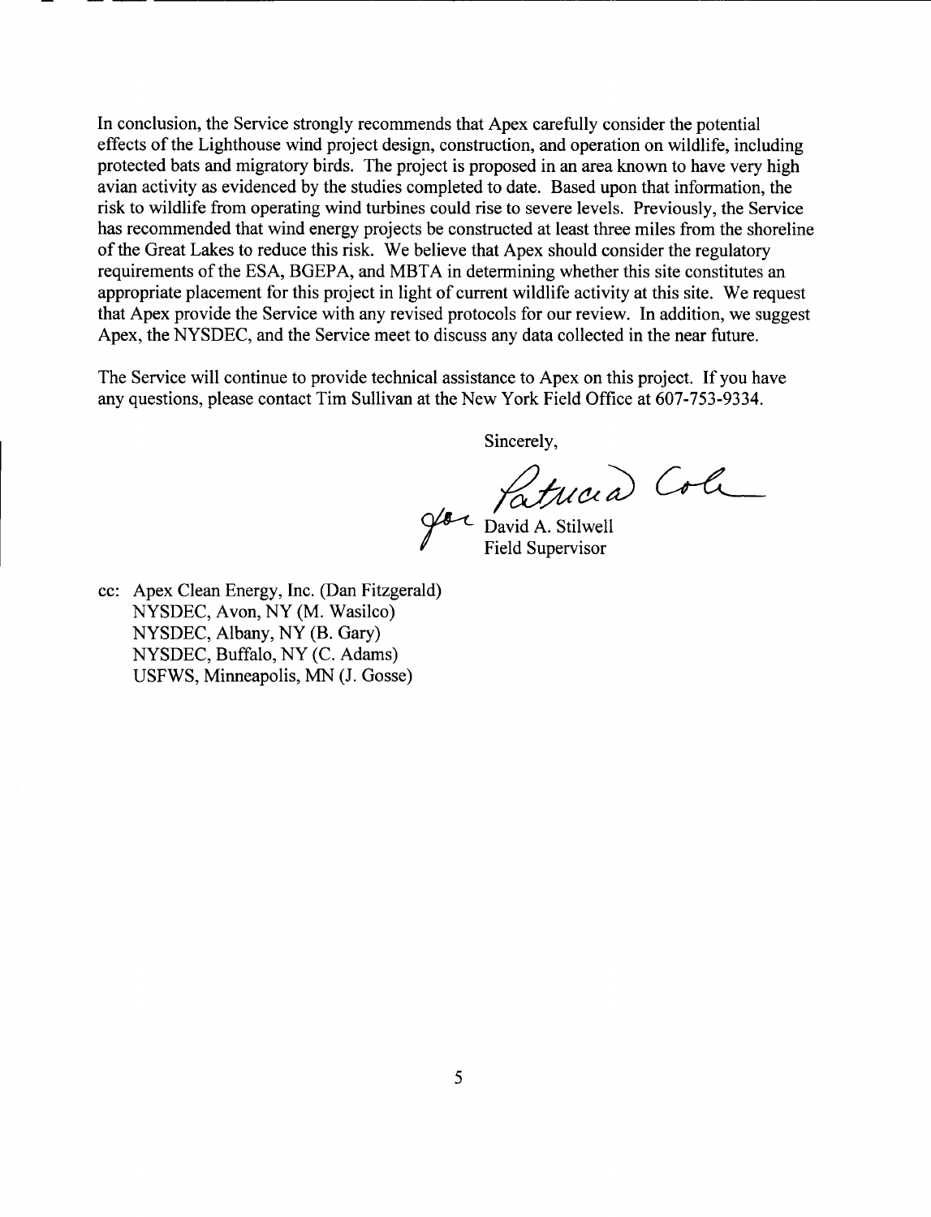In conclusion, the Service strongly recommends that Apex carefully consider the potential effects of the Lighthouse wind project design, construction, and operation on wildlife, including protected bats and migratory birds. The project is proposed in an area known to have very high avian activity as evidenced by the studies completed to date. Based upon that information, the risk to wildlife from operating wind turbines could rise to severe levels. Previously, the Service has recommended that wind energy projects be constructed at least three miles from the shoreline of the Great Lakes to reduce this risk. We believe that Apex should consider the regulatory requirements of the ESA, BGEPA, and MBTA in determining whether this site constitutes an appropriate placement for this project in light of current wildlife activity at this site. We request that Apex provide the Service with any revised protocols for our review. In addition, we suggest Apex, the NYSDEC, and the Service meet to discuss any data collected in the near future.

The Service will continue to provide technical assistance to Apex on this project. If you have any questions, please contact Tim Sullivan at the New York Field Office at 607-753-9334.

Sincerely,

for Patricia Cole

David A. Stilwell
Field Supervisor

cc: Apex Clean Energy, Inc. (Dan Fitzgerald)
NYSDEC, Avon, NY (M. Wasilco)
NYSDEC, Albany, NY (B. Gary)
NYSDEC, Buffalo, NY (C. Adams)
USFWS, Minneapolis, MN (J. Gosse)